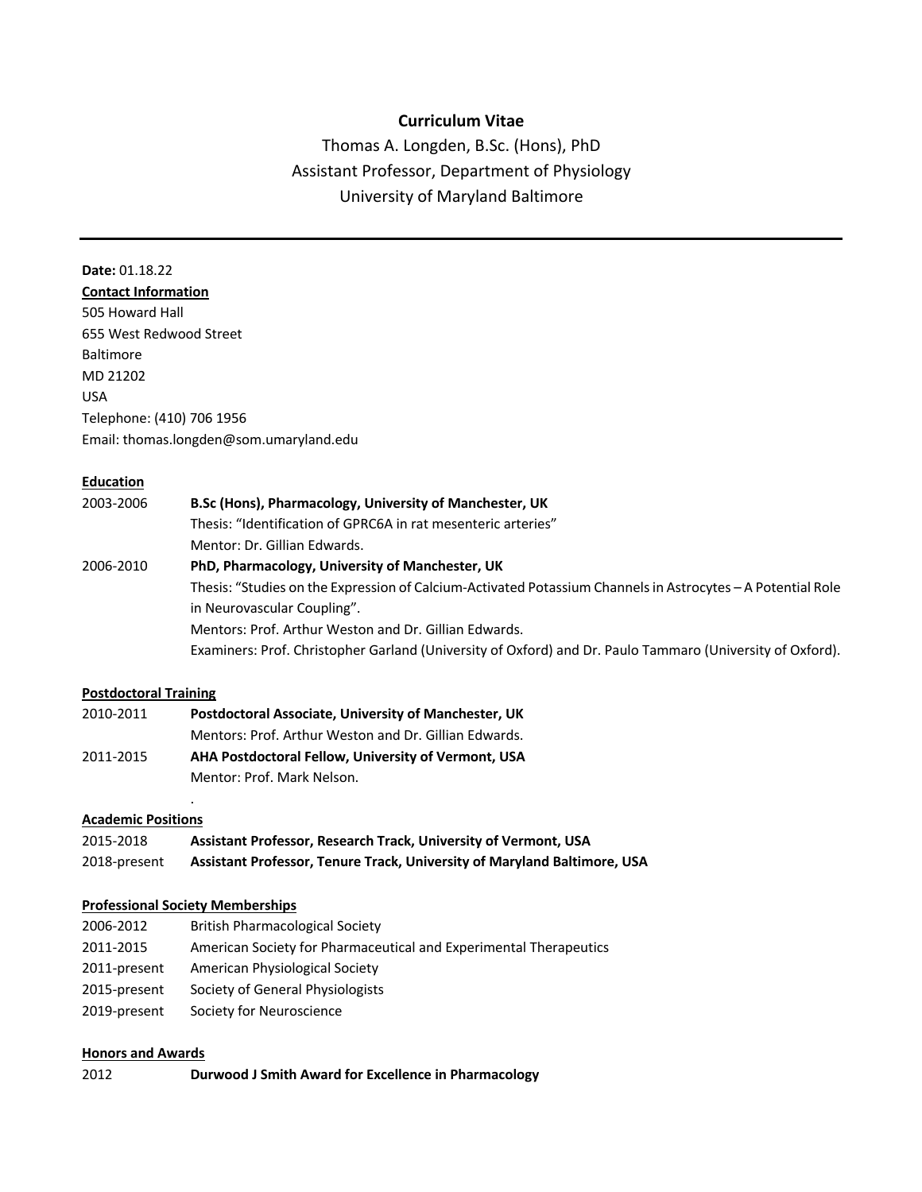# Curriculum Vitae

Thomas A. Longden, B.Sc. (Hons), PhD
Assistant Professor, Department of Physiology
University of Maryland Baltimore

---

**Date:** 01.18.22

**Contact Information**

505 Howard Hall
655 West Redwood Street
Baltimore
MD 21202
USA
Telephone: (410) 706 1956
Email: thomas.longden@som.umaryland.edu

## Education

2003-2006 **B.Sc (Hons), Pharmacology, University of Manchester, UK**
Thesis: "Identification of GPRC6A in rat mesenteric arteries"
Mentor: Dr. Gillian Edwards.

2006-2010 **PhD, Pharmacology, University of Manchester, UK**
Thesis: "Studies on the Expression of Calcium-Activated Potassium Channels in Astrocytes – A Potential Role in Neurovascular Coupling".
Mentors: Prof. Arthur Weston and Dr. Gillian Edwards.
Examiners: Prof. Christopher Garland (University of Oxford) and Dr. Paulo Tammaro (University of Oxford).

## Postdoctoral Training

2010-2011 **Postdoctoral Associate, University of Manchester, UK**
Mentors: Prof. Arthur Weston and Dr. Gillian Edwards.

2011-2015 **AHA Postdoctoral Fellow, University of Vermont, USA**
Mentor: Prof. Mark Nelson.

.

## Academic Positions

2015-2018 **Assistant Professor, Research Track, University of Vermont, USA**

2018-present **Assistant Professor, Tenure Track, University of Maryland Baltimore, USA**

## Professional Society Memberships

2006-2012 British Pharmacological Society

2011-2015 American Society for Pharmaceutical and Experimental Therapeutics

2011-present American Physiological Society

2015-present Society of General Physiologists

2019-present Society for Neuroscience

## Honors and Awards

2012 **Durwood J Smith Award for Excellence in Pharmacology**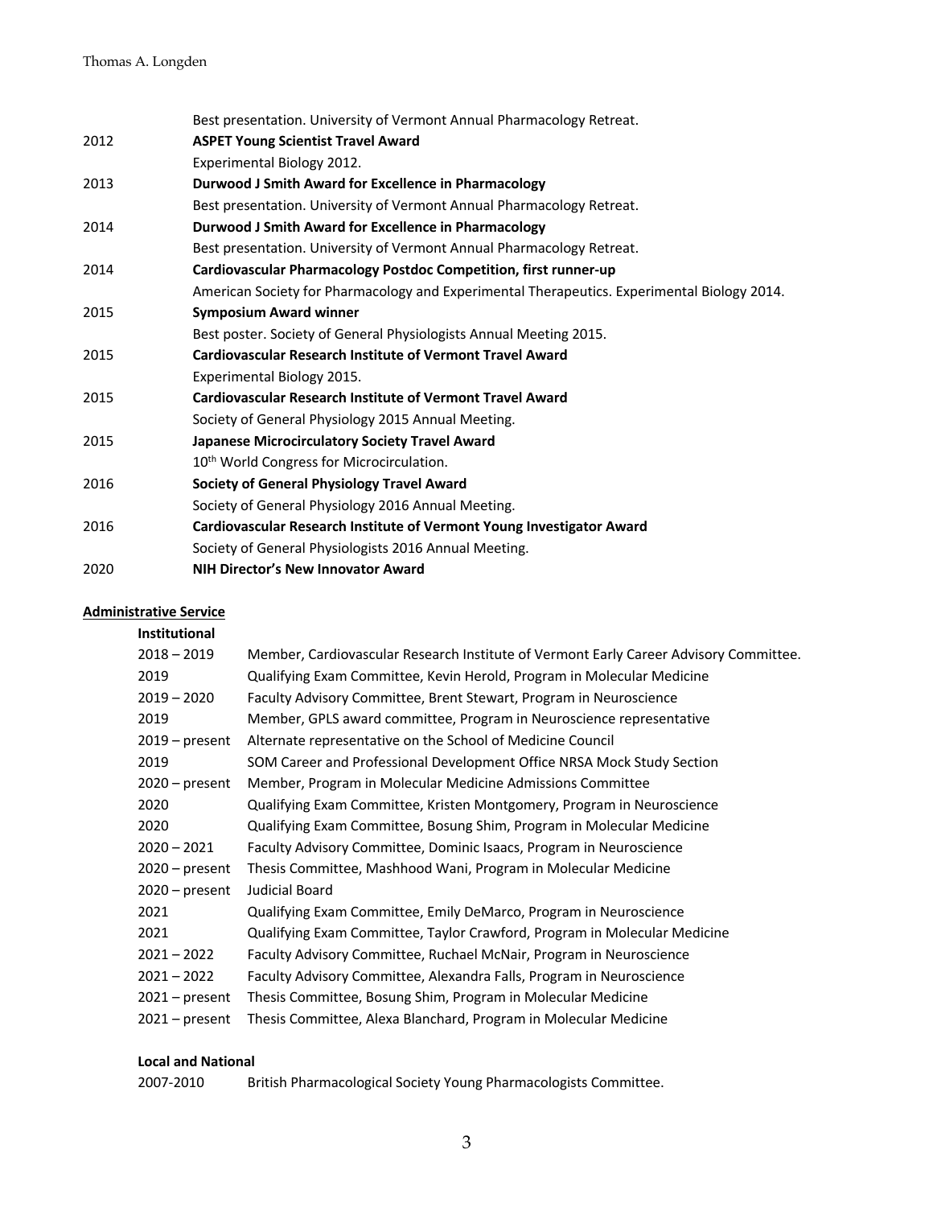| | |
|---|---|
| | Best presentation. University of Vermont Annual Pharmacology Retreat. |
| 2012 | **ASPET Young Scientist Travel Award** |
| | Experimental Biology 2012. |
| 2013 | **Durwood J Smith Award for Excellence in Pharmacology** |
| | Best presentation. University of Vermont Annual Pharmacology Retreat. |
| 2014 | **Durwood J Smith Award for Excellence in Pharmacology** |
| | Best presentation. University of Vermont Annual Pharmacology Retreat. |
| 2014 | **Cardiovascular Pharmacology Postdoc Competition, first runner-up** |
| | American Society for Pharmacology and Experimental Therapeutics. Experimental Biology 2014. |
| 2015 | **Symposium Award winner** |
| | Best poster. Society of General Physiologists Annual Meeting 2015. |
| 2015 | **Cardiovascular Research Institute of Vermont Travel Award** |
| | Experimental Biology 2015. |
| 2015 | **Cardiovascular Research Institute of Vermont Travel Award** |
| | Society of General Physiology 2015 Annual Meeting. |
| 2015 | **Japanese Microcirculatory Society Travel Award** |
| | 10th World Congress for Microcirculation. |
| 2016 | **Society of General Physiology Travel Award** |
| | Society of General Physiology 2016 Annual Meeting. |
| 2016 | **Cardiovascular Research Institute of Vermont Young Investigator Award** |
| | Society of General Physiologists 2016 Annual Meeting. |
| 2020 | **NIH Director's New Innovator Award** |

## Administrative Service

### Institutional

| | |
|---|---|
| 2018 – 2019 | Member, Cardiovascular Research Institute of Vermont Early Career Advisory Committee. |
| 2019 | Qualifying Exam Committee, Kevin Herold, Program in Molecular Medicine |
| 2019 – 2020 | Faculty Advisory Committee, Brent Stewart, Program in Neuroscience |
| 2019 | Member, GPLS award committee, Program in Neuroscience representative |
| 2019 – present | Alternate representative on the School of Medicine Council |
| 2019 | SOM Career and Professional Development Office NRSA Mock Study Section |
| 2020 – present | Member, Program in Molecular Medicine Admissions Committee |
| 2020 | Qualifying Exam Committee, Kristen Montgomery, Program in Neuroscience |
| 2020 | Qualifying Exam Committee, Bosung Shim, Program in Molecular Medicine |
| 2020 – 2021 | Faculty Advisory Committee, Dominic Isaacs, Program in Neuroscience |
| 2020 – present | Thesis Committee, Mashhood Wani, Program in Molecular Medicine |
| 2020 – present | Judicial Board |
| 2021 | Qualifying Exam Committee, Emily DeMarco, Program in Neuroscience |
| 2021 | Qualifying Exam Committee, Taylor Crawford, Program in Molecular Medicine |
| 2021 – 2022 | Faculty Advisory Committee, Ruchael McNair, Program in Neuroscience |
| 2021 – 2022 | Faculty Advisory Committee, Alexandra Falls, Program in Neuroscience |
| 2021 – present | Thesis Committee, Bosung Shim, Program in Molecular Medicine |
| 2021 – present | Thesis Committee, Alexa Blanchard, Program in Molecular Medicine |

### Local and National

| | |
|---|---|
| 2007-2010 | British Pharmacological Society Young Pharmacologists Committee. |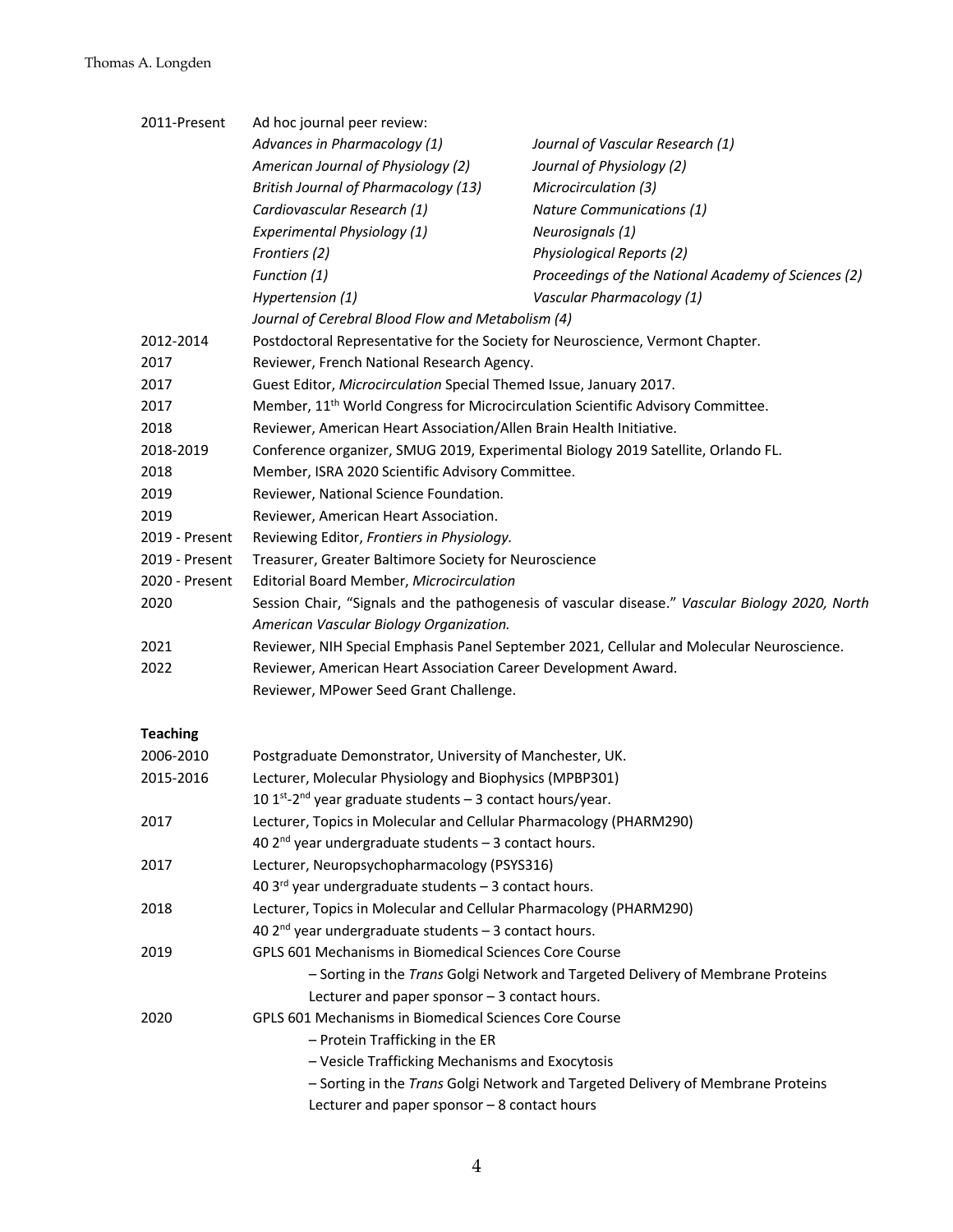| | |
|---|---|
| 2011-Present | Ad hoc journal peer review: |
| | *Advances in Pharmacology (1)* |
| | *American Journal of Physiology (2)* |
| | *British Journal of Pharmacology (13)* |
| | *Cardiovascular Research (1)* |
| | *Experimental Physiology (1)* |
| | *Frontiers (2)* |
| | *Function (1)* |
| | *Hypertension (1)* |
| | *Journal of Cerebral Blood Flow and Metabolism (4)* |
| | *Journal of Vascular Research (1)* |
| | *Journal of Physiology (2)* |
| | *Microcirculation (3)* |
| | *Nature Communications (1)* |
| | *Neurosignals (1)* |
| | *Physiological Reports (2)* |
| | *Proceedings of the National Academy of Sciences (2)* |
| | *Vascular Pharmacology (1)* |
| 2012-2014 | Postdoctoral Representative for the Society for Neuroscience, Vermont Chapter. |
| 2017 | Reviewer, French National Research Agency. |
| 2017 | Guest Editor, *Microcirculation* Special Themed Issue, January 2017. |
| 2017 | Member, 11th World Congress for Microcirculation Scientific Advisory Committee. |
| 2018 | Reviewer, American Heart Association/Allen Brain Health Initiative. |
| 2018-2019 | Conference organizer, SMUG 2019, Experimental Biology 2019 Satellite, Orlando FL. |
| 2018 | Member, ISRA 2020 Scientific Advisory Committee. |
| 2019 | Reviewer, National Science Foundation. |
| 2019 | Reviewer, American Heart Association. |
| 2019 - Present | Reviewing Editor, *Frontiers in Physiology.* |
| 2019 - Present | Treasurer, Greater Baltimore Society for Neuroscience |
| 2020 - Present | Editorial Board Member, *Microcirculation* |
| 2020 | Session Chair, "Signals and the pathogenesis of vascular disease." *Vascular Biology 2020, North American Vascular Biology Organization.* |
| 2021 | Reviewer, NIH Special Emphasis Panel September 2021, Cellular and Molecular Neuroscience. |
| 2022 | Reviewer, American Heart Association Career Development Award. |
| | Reviewer, MPower Seed Grant Challenge. |

**Teaching**

| | |
|---|---|
| 2006-2010 | Postgraduate Demonstrator, University of Manchester, UK. |
| 2015-2016 | Lecturer, Molecular Physiology and Biophysics (MPBP301) |
| | 10 1st-2nd year graduate students – 3 contact hours/year. |
| 2017 | Lecturer, Topics in Molecular and Cellular Pharmacology (PHARM290) |
| | 40 2nd year undergraduate students – 3 contact hours. |
| 2017 | Lecturer, Neuropsychopharmacology (PSYS316) |
| | 40 3rd year undergraduate students – 3 contact hours. |
| 2018 | Lecturer, Topics in Molecular and Cellular Pharmacology (PHARM290) |
| | 40 2nd year undergraduate students – 3 contact hours. |
| 2019 | GPLS 601 Mechanisms in Biomedical Sciences Core Course |
| | – Sorting in the *Trans* Golgi Network and Targeted Delivery of Membrane Proteins |
| | Lecturer and paper sponsor – 3 contact hours. |
| 2020 | GPLS 601 Mechanisms in Biomedical Sciences Core Course |
| | – Protein Trafficking in the ER |
| | – Vesicle Trafficking Mechanisms and Exocytosis |
| | – Sorting in the *Trans* Golgi Network and Targeted Delivery of Membrane Proteins |
| | Lecturer and paper sponsor – 8 contact hours |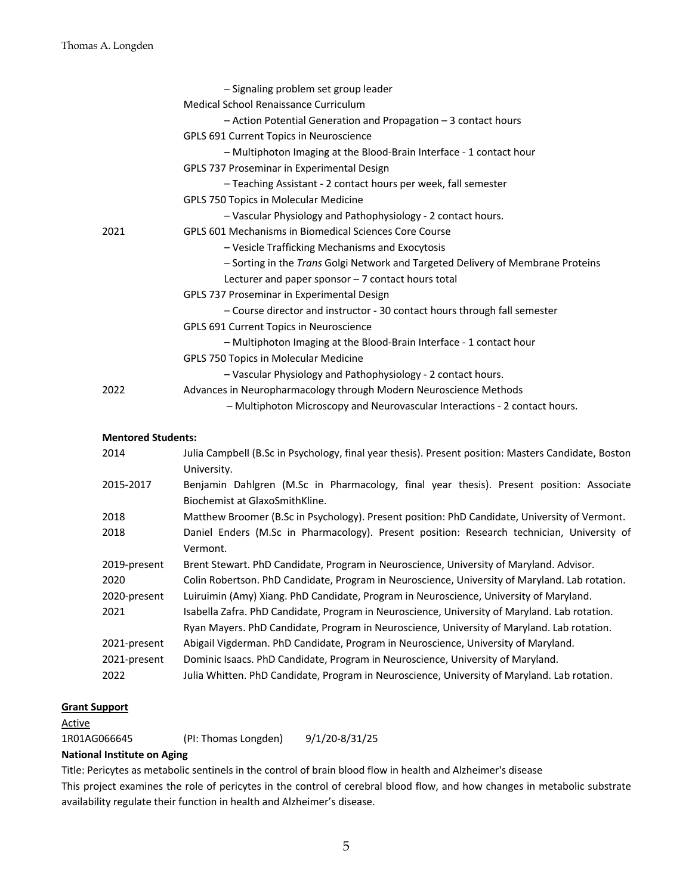| | |
|---|---|
| | – Signaling problem set group leader |
| | Medical School Renaissance Curriculum |
| | – Action Potential Generation and Propagation – 3 contact hours |
| | GPLS 691 Current Topics in Neuroscience |
| | – Multiphoton Imaging at the Blood-Brain Interface - 1 contact hour |
| | GPLS 737 Proseminar in Experimental Design |
| | – Teaching Assistant - 2 contact hours per week, fall semester |
| | GPLS 750 Topics in Molecular Medicine |
| | – Vascular Physiology and Pathophysiology - 2 contact hours. |
| 2021 | GPLS 601 Mechanisms in Biomedical Sciences Core Course |
| | – Vesicle Trafficking Mechanisms and Exocytosis |
| | – Sorting in the *Trans* Golgi Network and Targeted Delivery of Membrane Proteins |
| | Lecturer and paper sponsor – 7 contact hours total |
| | GPLS 737 Proseminar in Experimental Design |
| | – Course director and instructor - 30 contact hours through fall semester |
| | GPLS 691 Current Topics in Neuroscience |
| | – Multiphoton Imaging at the Blood-Brain Interface - 1 contact hour |
| | GPLS 750 Topics in Molecular Medicine |
| | – Vascular Physiology and Pathophysiology - 2 contact hours. |
| 2022 | Advances in Neuropharmacology through Modern Neuroscience Methods |
| | – Multiphoton Microscopy and Neurovascular Interactions - 2 contact hours. |

**Mentored Students:**

| | |
|---|---|
| 2014 | Julia Campbell (B.Sc in Psychology, final year thesis). Present position: Masters Candidate, Boston University. |
| 2015-2017 | Benjamin Dahlgren (M.Sc in Pharmacology, final year thesis). Present position: Associate Biochemist at GlaxoSmithKline. |
| 2018 | Matthew Broomer (B.Sc in Psychology). Present position: PhD Candidate, University of Vermont. |
| 2018 | Daniel Enders (M.Sc in Pharmacology). Present position: Research technician, University of Vermont. |
| 2019-present | Brent Stewart. PhD Candidate, Program in Neuroscience, University of Maryland. Advisor. |
| 2020 | Colin Robertson. PhD Candidate, Program in Neuroscience, University of Maryland. Lab rotation. |
| 2020-present | Luiruimin (Amy) Xiang. PhD Candidate, Program in Neuroscience, University of Maryland. |
| 2021 | Isabella Zafra. PhD Candidate, Program in Neuroscience, University of Maryland. Lab rotation. |
| | Ryan Mayers. PhD Candidate, Program in Neuroscience, University of Maryland. Lab rotation. |
| 2021-present | Abigail Vigderman. PhD Candidate, Program in Neuroscience, University of Maryland. |
| 2021-present | Dominic Isaacs. PhD Candidate, Program in Neuroscience, University of Maryland. |
| 2022 | Julia Whitten. PhD Candidate, Program in Neuroscience, University of Maryland. Lab rotation. |

## Grant Support

Active

1R01AG066645 (PI: Thomas Longden) 9/1/20-8/31/25

**National Institute on Aging**

Title: Pericytes as metabolic sentinels in the control of brain blood flow in health and Alzheimer's disease

This project examines the role of pericytes in the control of cerebral blood flow, and how changes in metabolic substrate availability regulate their function in health and Alzheimer's disease.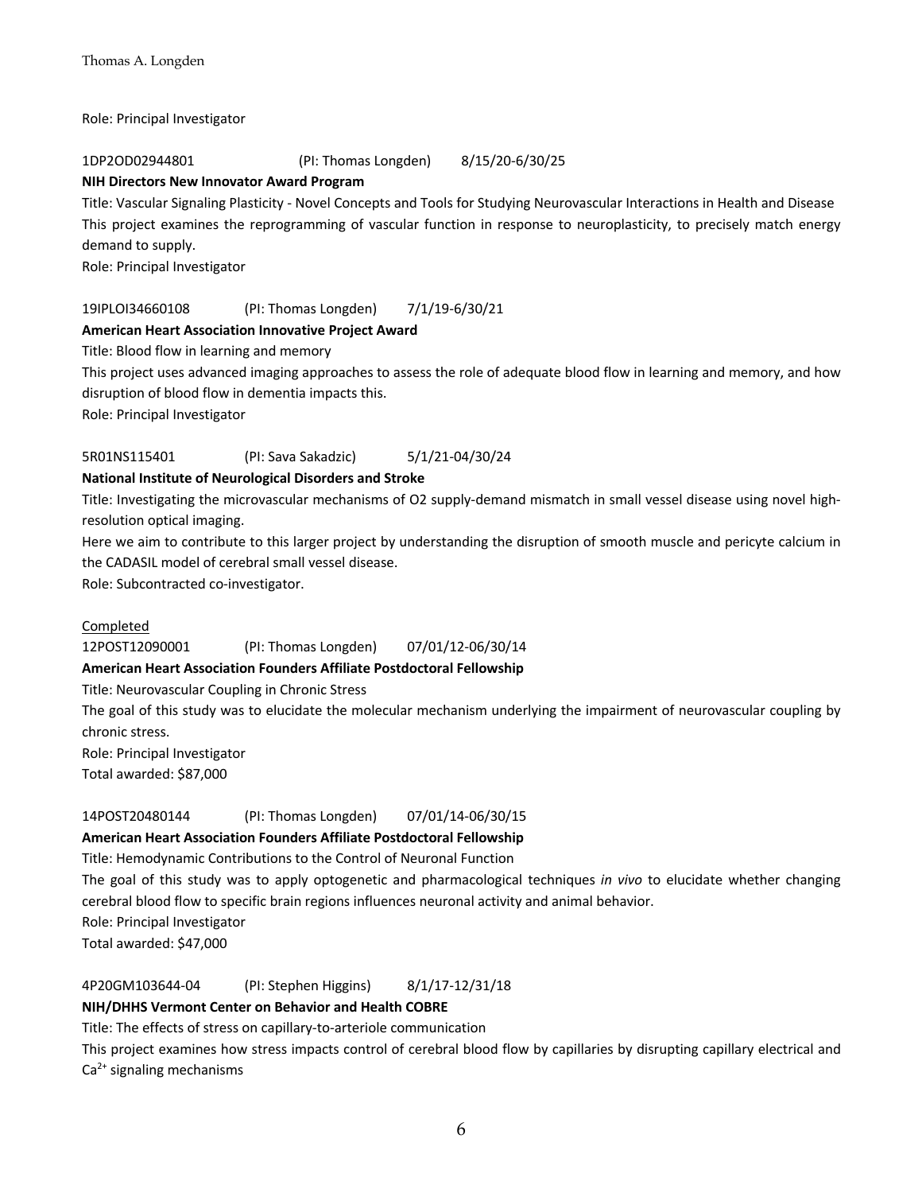Role: Principal Investigator

1DP2OD02944801 (PI: Thomas Longden) 8/15/20-6/30/25

**NIH Directors New Innovator Award Program**

Title: Vascular Signaling Plasticity - Novel Concepts and Tools for Studying Neurovascular Interactions in Health and Disease

This project examines the reprogramming of vascular function in response to neuroplasticity, to precisely match energy demand to supply.

Role: Principal Investigator

19IPLOI34660108 (PI: Thomas Longden) 7/1/19-6/30/21

**American Heart Association Innovative Project Award**

Title: Blood flow in learning and memory

This project uses advanced imaging approaches to assess the role of adequate blood flow in learning and memory, and how disruption of blood flow in dementia impacts this.

Role: Principal Investigator

5R01NS115401 (PI: Sava Sakadzic) 5/1/21-04/30/24

**National Institute of Neurological Disorders and Stroke**

Title: Investigating the microvascular mechanisms of O2 supply-demand mismatch in small vessel disease using novel high-resolution optical imaging.

Here we aim to contribute to this larger project by understanding the disruption of smooth muscle and pericyte calcium in the CADASIL model of cerebral small vessel disease.

Role: Subcontracted co-investigator.

Completed

12POST12090001 (PI: Thomas Longden) 07/01/12-06/30/14

**American Heart Association Founders Affiliate Postdoctoral Fellowship**

Title: Neurovascular Coupling in Chronic Stress

The goal of this study was to elucidate the molecular mechanism underlying the impairment of neurovascular coupling by chronic stress.

Role: Principal Investigator

Total awarded: $87,000

14POST20480144 (PI: Thomas Longden) 07/01/14-06/30/15

**American Heart Association Founders Affiliate Postdoctoral Fellowship**

Title: Hemodynamic Contributions to the Control of Neuronal Function

The goal of this study was to apply optogenetic and pharmacological techniques *in vivo* to elucidate whether changing cerebral blood flow to specific brain regions influences neuronal activity and animal behavior.

Role: Principal Investigator

Total awarded: $47,000

4P20GM103644-04 (PI: Stephen Higgins) 8/1/17-12/31/18

**NIH/DHHS Vermont Center on Behavior and Health COBRE**

Title: The effects of stress on capillary-to-arteriole communication

This project examines how stress impacts control of cerebral blood flow by capillaries by disrupting capillary electrical and $Ca^{2+}$ signaling mechanisms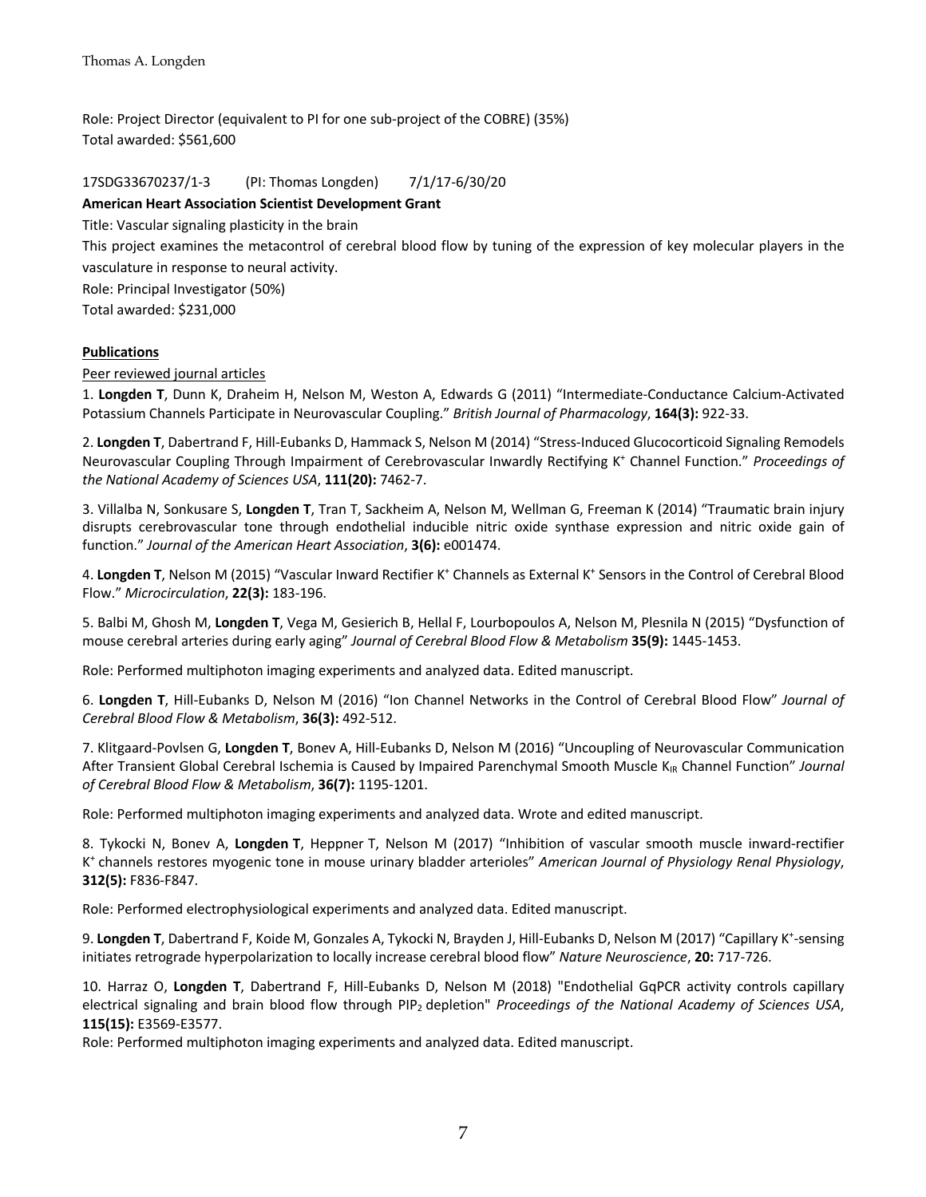Role: Project Director (equivalent to PI for one sub-project of the COBRE) (35%)
Total awarded: $561,600

17SDG33670237/1-3 (PI: Thomas Longden) 7/1/17-6/30/20

**American Heart Association Scientist Development Grant**

Title: Vascular signaling plasticity in the brain

This project examines the metacontrol of cerebral blood flow by tuning of the expression of key molecular players in the vasculature in response to neural activity.

Role: Principal Investigator (50%)

Total awarded: $231,000

**Publications**

Peer reviewed journal articles

1. **Longden T**, Dunn K, Draheim H, Nelson M, Weston A, Edwards G (2011) "Intermediate-Conductance Calcium-Activated Potassium Channels Participate in Neurovascular Coupling." *British Journal of Pharmacology*, **164(3):** 922-33.

2. **Longden T**, Dabertrand F, Hill-Eubanks D, Hammack S, Nelson M (2014) "Stress-Induced Glucocorticoid Signaling Remodels Neurovascular Coupling Through Impairment of Cerebrovascular Inwardly Rectifying $K^+$ Channel Function." *Proceedings of the National Academy of Sciences USA*, **111(20):** 7462-7.

3. Villalba N, Sonkusare S, **Longden T**, Tran T, Sackheim A, Nelson M, Wellman G, Freeman K (2014) "Traumatic brain injury disrupts cerebrovascular tone through endothelial inducible nitric oxide synthase expression and nitric oxide gain of function." *Journal of the American Heart Association*, **3(6):** e001474.

4. **Longden T**, Nelson M (2015) "Vascular Inward Rectifier $K^+$ Channels as External $K^+$ Sensors in the Control of Cerebral Blood Flow." *Microcirculation*, **22(3):** 183-196.

5. Balbi M, Ghosh M, **Longden T**, Vega M, Gesierich B, Hellal F, Lourbopoulos A, Nelson M, Plesnila N (2015) "Dysfunction of mouse cerebral arteries during early aging" *Journal of Cerebral Blood Flow & Metabolism* **35(9):** 1445-1453.

Role: Performed multiphoton imaging experiments and analyzed data. Edited manuscript.

6. **Longden T**, Hill-Eubanks D, Nelson M (2016) "Ion Channel Networks in the Control of Cerebral Blood Flow" *Journal of Cerebral Blood Flow & Metabolism*, **36(3):** 492-512.

7. Klitgaard-Povlsen G, **Longden T**, Bonev A, Hill-Eubanks D, Nelson M (2016) "Uncoupling of Neurovascular Communication After Transient Global Cerebral Ischemia is Caused by Impaired Parenchymal Smooth Muscle $K_{IR}$ Channel Function" *Journal of Cerebral Blood Flow & Metabolism*, **36(7):** 1195-1201.

Role: Performed multiphoton imaging experiments and analyzed data. Wrote and edited manuscript.

8. Tykocki N, Bonev A, **Longden T**, Heppner T, Nelson M (2017) "Inhibition of vascular smooth muscle inward-rectifier $K^+$ channels restores myogenic tone in mouse urinary bladder arterioles" *American Journal of Physiology Renal Physiology*, **312(5):** F836-F847.

Role: Performed electrophysiological experiments and analyzed data. Edited manuscript.

9. **Longden T**, Dabertrand F, Koide M, Gonzales A, Tykocki N, Brayden J, Hill-Eubanks D, Nelson M (2017) "Capillary $K^+$-sensing initiates retrograde hyperpolarization to locally increase cerebral blood flow" *Nature Neuroscience*, **20:** 717-726.

10. Harraz O, **Longden T**, Dabertrand F, Hill-Eubanks D, Nelson M (2018) "Endothelial GqPCR activity controls capillary electrical signaling and brain blood flow through $PIP_2$ depletion" *Proceedings of the National Academy of Sciences USA*, **115(15):** E3569-E3577.

Role: Performed multiphoton imaging experiments and analyzed data. Edited manuscript.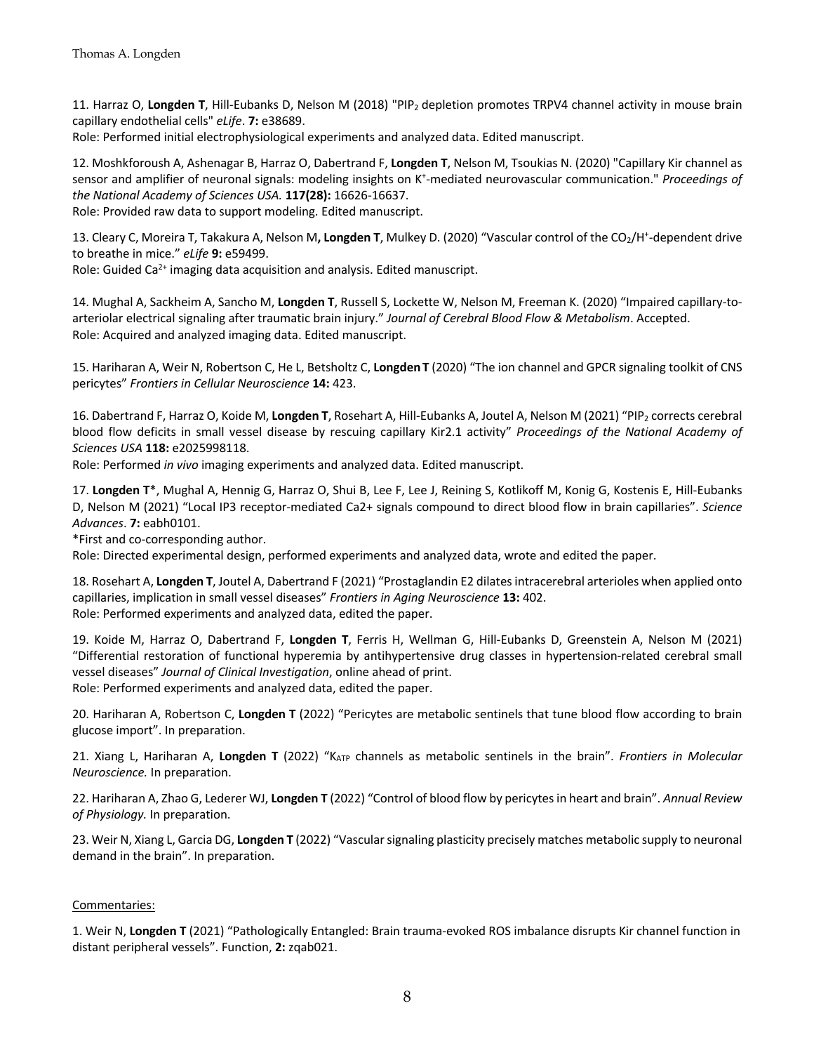11. Harraz O, **Longden T**, Hill-Eubanks D, Nelson M (2018) "$PIP_2$ depletion promotes TRPV4 channel activity in mouse brain capillary endothelial cells" *eLife*. **7:** e38689.
Role: Performed initial electrophysiological experiments and analyzed data. Edited manuscript.

12. Moshkforoush A, Ashenagar B, Harraz O, Dabertrand F, **Longden T**, Nelson M, Tsoukias N. (2020) "Capillary Kir channel as sensor and amplifier of neuronal signals: modeling insights on $K^+$-mediated neurovascular communication." *Proceedings of the National Academy of Sciences USA.* **117(28):** 16626-16637.
Role: Provided raw data to support modeling. Edited manuscript.

13. Cleary C, Moreira T, Takakura A, Nelson M**, Longden T**, Mulkey D. (2020) "Vascular control of the $CO_2$/$H^+$-dependent drive to breathe in mice." *eLife* **9:** e59499.
Role: Guided $Ca^{2+}$ imaging data acquisition and analysis. Edited manuscript.

14. Mughal A, Sackheim A, Sancho M, **Longden T**, Russell S, Lockette W, Nelson M, Freeman K. (2020) "Impaired capillary-to-arteriolar electrical signaling after traumatic brain injury." *Journal of Cerebral Blood Flow & Metabolism*. Accepted.
Role: Acquired and analyzed imaging data. Edited manuscript.

15. Hariharan A, Weir N, Robertson C, He L, Betsholtz C, **Longden T** (2020) "The ion channel and GPCR signaling toolkit of CNS pericytes" *Frontiers in Cellular Neuroscience* **14:** 423.

16. Dabertrand F, Harraz O, Koide M, **Longden T**, Rosehart A, Hill-Eubanks A, Joutel A, Nelson M (2021) "$PIP_2$ corrects cerebral blood flow deficits in small vessel disease by rescuing capillary Kir2.1 activity" *Proceedings of the National Academy of Sciences USA* **118:** e2025998118.
Role: Performed *in vivo* imaging experiments and analyzed data. Edited manuscript.

17. **Longden T**\*, Mughal A, Hennig G, Harraz O, Shui B, Lee F, Lee J, Reining S, Kotlikoff M, Konig G, Kostenis E, Hill-Eubanks D, Nelson M (2021) "Local IP3 receptor-mediated Ca2+ signals compound to direct blood flow in brain capillaries". *Science Advances*. **7:** eabh0101.
\*First and co-corresponding author.
Role: Directed experimental design, performed experiments and analyzed data, wrote and edited the paper.

18. Rosehart A, **Longden T**, Joutel A, Dabertrand F (2021) "Prostaglandin E2 dilates intracerebral arterioles when applied onto capillaries, implication in small vessel diseases" *Frontiers in Aging Neuroscience* **13:** 402.
Role: Performed experiments and analyzed data, edited the paper.

19. Koide M, Harraz O, Dabertrand F, **Longden T**, Ferris H, Wellman G, Hill-Eubanks D, Greenstein A, Nelson M (2021) "Differential restoration of functional hyperemia by antihypertensive drug classes in hypertension-related cerebral small vessel diseases" *Journal of Clinical Investigation*, online ahead of print.
Role: Performed experiments and analyzed data, edited the paper.

20. Hariharan A, Robertson C, **Longden T** (2022) "Pericytes are metabolic sentinels that tune blood flow according to brain glucose import". In preparation.

21. Xiang L, Hariharan A, **Longden T** (2022) "$K_{ATP}$ channels as metabolic sentinels in the brain". *Frontiers in Molecular Neuroscience.* In preparation.

22. Hariharan A, Zhao G, Lederer WJ, **Longden T** (2022) "Control of blood flow by pericytes in heart and brain". *Annual Review of Physiology.* In preparation.

23. Weir N, Xiang L, Garcia DG, **Longden T** (2022) "Vascular signaling plasticity precisely matches metabolic supply to neuronal demand in the brain". In preparation.

<u>Commentaries:</u>

1. Weir N, **Longden T** (2021) "Pathologically Entangled: Brain trauma-evoked ROS imbalance disrupts Kir channel function in distant peripheral vessels". Function, **2:** zqab021.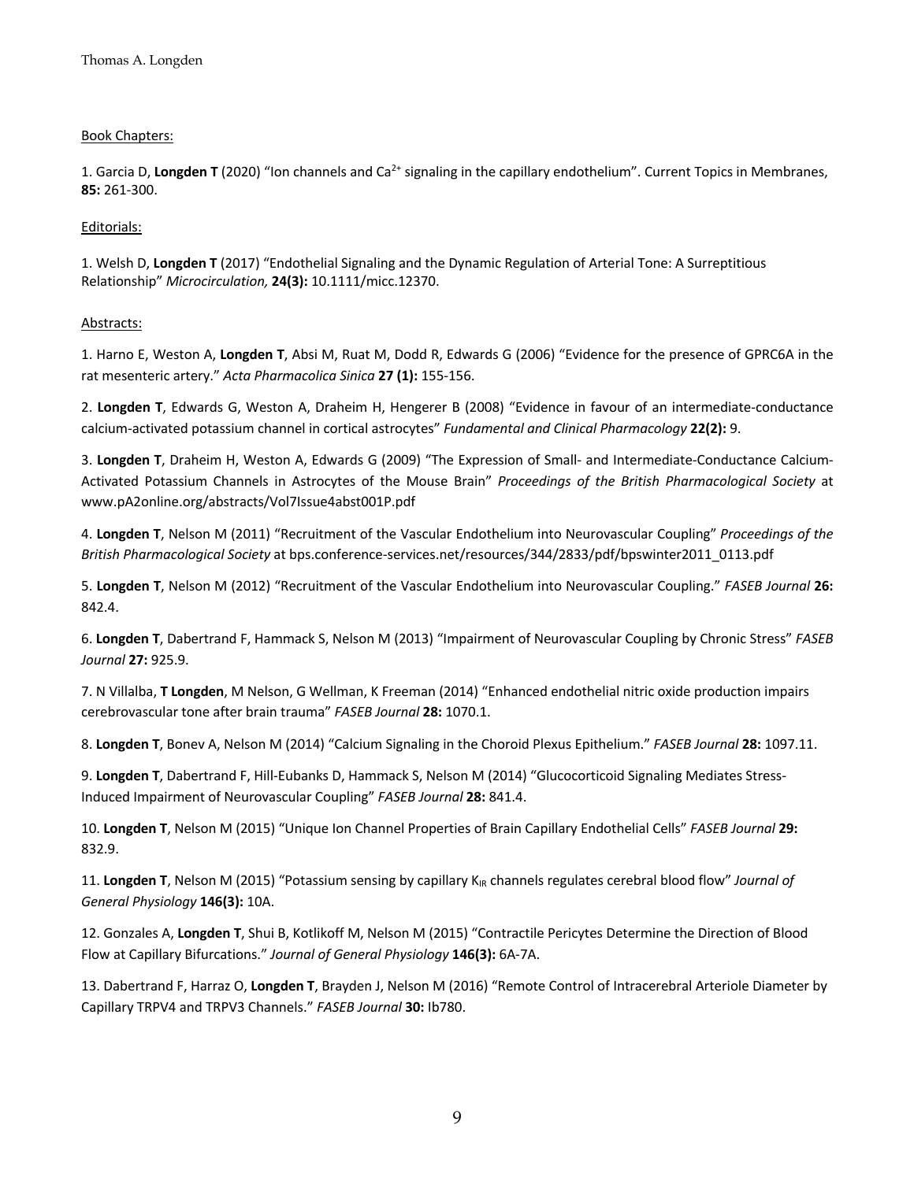Book Chapters:

1. Garcia D, **Longden T** (2020) "Ion channels and $Ca^{2+}$ signaling in the capillary endothelium". Current Topics in Membranes, **85:** 261-300.

Editorials:

1. Welsh D, **Longden T** (2017) "Endothelial Signaling and the Dynamic Regulation of Arterial Tone: A Surreptitious Relationship" *Microcirculation,* **24(3):** 10.1111/micc.12370.

Abstracts:

1. Harno E, Weston A, **Longden T**, Absi M, Ruat M, Dodd R, Edwards G (2006) "Evidence for the presence of GPRC6A in the rat mesenteric artery." *Acta Pharmacolica Sinica* **27 (1):** 155-156.

2. **Longden T**, Edwards G, Weston A, Draheim H, Hengerer B (2008) "Evidence in favour of an intermediate-conductance calcium-activated potassium channel in cortical astrocytes" *Fundamental and Clinical Pharmacology* **22(2):** 9.

3. **Longden T**, Draheim H, Weston A, Edwards G (2009) "The Expression of Small- and Intermediate-Conductance Calcium-Activated Potassium Channels in Astrocytes of the Mouse Brain" *Proceedings of the British Pharmacological Society* at www.pA2online.org/abstracts/Vol7Issue4abst001P.pdf

4. **Longden T**, Nelson M (2011) "Recruitment of the Vascular Endothelium into Neurovascular Coupling" *Proceedings of the British Pharmacological Society* at bps.conference-services.net/resources/344/2833/pdf/bpswinter2011_0113.pdf

5. **Longden T**, Nelson M (2012) "Recruitment of the Vascular Endothelium into Neurovascular Coupling." *FASEB Journal* **26:** 842.4.

6. **Longden T**, Dabertrand F, Hammack S, Nelson M (2013) "Impairment of Neurovascular Coupling by Chronic Stress" *FASEB Journal* **27:** 925.9.

7. N Villalba, **T Longden**, M Nelson, G Wellman, K Freeman (2014) "Enhanced endothelial nitric oxide production impairs cerebrovascular tone after brain trauma" *FASEB Journal* **28:** 1070.1.

8. **Longden T**, Bonev A, Nelson M (2014) "Calcium Signaling in the Choroid Plexus Epithelium." *FASEB Journal* **28:** 1097.11.

9. **Longden T**, Dabertrand F, Hill-Eubanks D, Hammack S, Nelson M (2014) "Glucocorticoid Signaling Mediates Stress-Induced Impairment of Neurovascular Coupling" *FASEB Journal* **28:** 841.4.

10. **Longden T**, Nelson M (2015) "Unique Ion Channel Properties of Brain Capillary Endothelial Cells" *FASEB Journal* **29:** 832.9.

11. **Longden T**, Nelson M (2015) "Potassium sensing by capillary $K_{IR}$ channels regulates cerebral blood flow" *Journal of General Physiology* **146(3):** 10A.

12. Gonzales A, **Longden T**, Shui B, Kotlikoff M, Nelson M (2015) "Contractile Pericytes Determine the Direction of Blood Flow at Capillary Bifurcations." *Journal of General Physiology* **146(3):** 6A-7A.

13. Dabertrand F, Harraz O, **Longden T**, Brayden J, Nelson M (2016) "Remote Control of Intracerebral Arteriole Diameter by Capillary TRPV4 and TRPV3 Channels." *FASEB Journal* **30:** Ib780.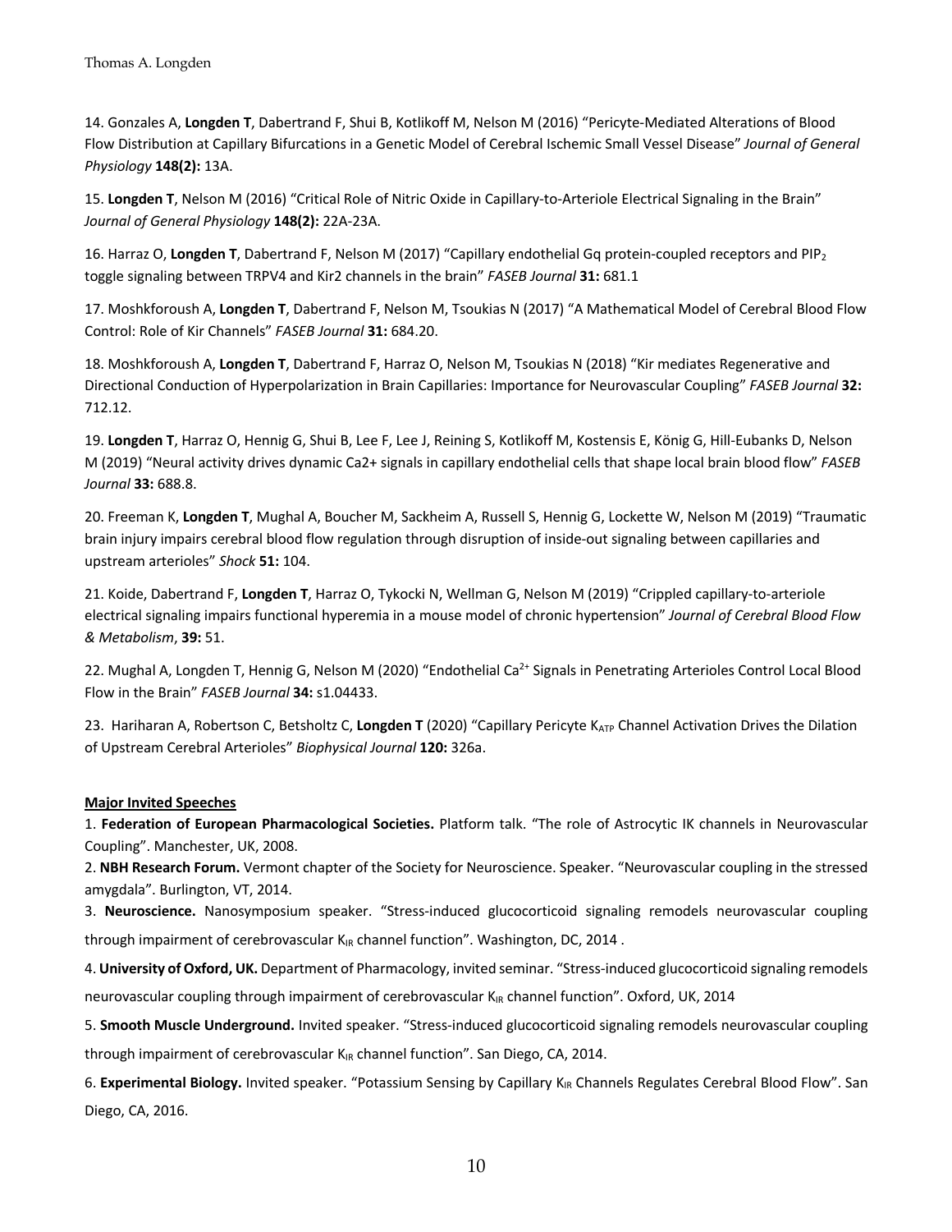14. Gonzales A, **Longden T**, Dabertrand F, Shui B, Kotlikoff M, Nelson M (2016) "Pericyte-Mediated Alterations of Blood Flow Distribution at Capillary Bifurcations in a Genetic Model of Cerebral Ischemic Small Vessel Disease" *Journal of General Physiology* **148(2):** 13A.

15. **Longden T**, Nelson M (2016) "Critical Role of Nitric Oxide in Capillary-to-Arteriole Electrical Signaling in the Brain" *Journal of General Physiology* **148(2):** 22A-23A.

16. Harraz O, **Longden T**, Dabertrand F, Nelson M (2017) "Capillary endothelial Gq protein-coupled receptors and $PIP_2$ toggle signaling between TRPV4 and Kir2 channels in the brain" *FASEB Journal* **31:** 681.1

17. Moshkforoush A, **Longden T**, Dabertrand F, Nelson M, Tsoukias N (2017) "A Mathematical Model of Cerebral Blood Flow Control: Role of Kir Channels" *FASEB Journal* **31:** 684.20.

18. Moshkforoush A, **Longden T**, Dabertrand F, Harraz O, Nelson M, Tsoukias N (2018) "Kir mediates Regenerative and Directional Conduction of Hyperpolarization in Brain Capillaries: Importance for Neurovascular Coupling" *FASEB Journal* **32:** 712.12.

19. **Longden T**, Harraz O, Hennig G, Shui B, Lee F, Lee J, Reining S, Kotlikoff M, Kostensis E, König G, Hill-Eubanks D, Nelson M (2019) "Neural activity drives dynamic Ca2+ signals in capillary endothelial cells that shape local brain blood flow" *FASEB Journal* **33:** 688.8.

20. Freeman K, **Longden T**, Mughal A, Boucher M, Sackheim A, Russell S, Hennig G, Lockette W, Nelson M (2019) "Traumatic brain injury impairs cerebral blood flow regulation through disruption of inside-out signaling between capillaries and upstream arterioles" *Shock* **51:** 104.

21. Koide, Dabertrand F, **Longden T**, Harraz O, Tykocki N, Wellman G, Nelson M (2019) "Crippled capillary-to-arteriole electrical signaling impairs functional hyperemia in a mouse model of chronic hypertension" *Journal of Cerebral Blood Flow & Metabolism*, **39:** 51.

22. Mughal A, Longden T, Hennig G, Nelson M (2020) "Endothelial $Ca^{2+}$ Signals in Penetrating Arterioles Control Local Blood Flow in the Brain" *FASEB Journal* **34:** s1.04433.

23. Hariharan A, Robertson C, Betsholtz C, **Longden T** (2020) "Capillary Pericyte $K_{ATP}$ Channel Activation Drives the Dilation of Upstream Cerebral Arterioles" *Biophysical Journal* **120:** 326a.

**Major Invited Speeches**

1. **Federation of European Pharmacological Societies.** Platform talk. "The role of Astrocytic IK channels in Neurovascular Coupling". Manchester, UK, 2008.

2. **NBH Research Forum.** Vermont chapter of the Society for Neuroscience. Speaker. "Neurovascular coupling in the stressed amygdala". Burlington, VT, 2014.

3. **Neuroscience.** Nanosymposium speaker. "Stress-induced glucocorticoid signaling remodels neurovascular coupling through impairment of cerebrovascular $K_{IR}$ channel function". Washington, DC, 2014 .

4. **University of Oxford, UK.** Department of Pharmacology, invited seminar. "Stress-induced glucocorticoid signaling remodels neurovascular coupling through impairment of cerebrovascular $K_{IR}$ channel function". Oxford, UK, 2014

5. **Smooth Muscle Underground.** Invited speaker. "Stress-induced glucocorticoid signaling remodels neurovascular coupling through impairment of cerebrovascular $K_{IR}$ channel function". San Diego, CA, 2014.

6. **Experimental Biology.** Invited speaker. "Potassium Sensing by Capillary $K_{IR}$ Channels Regulates Cerebral Blood Flow". San Diego, CA, 2016.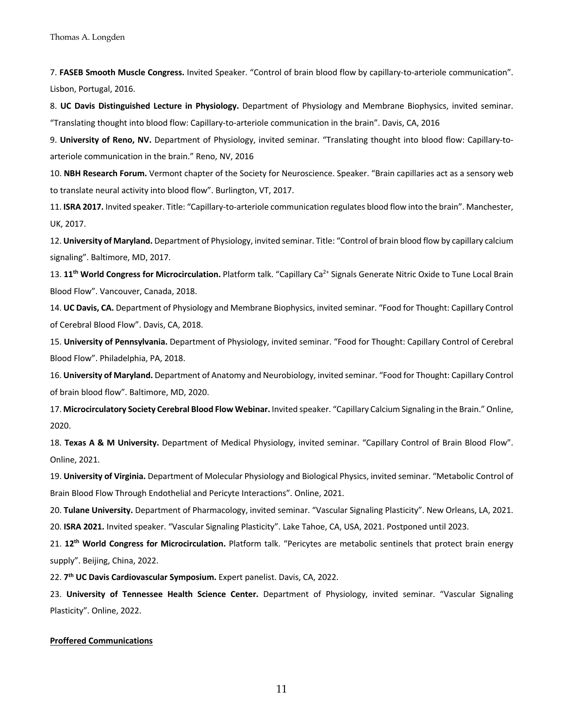7. **FASEB Smooth Muscle Congress.** Invited Speaker. "Control of brain blood flow by capillary-to-arteriole communication". Lisbon, Portugal, 2016.

8. **UC Davis Distinguished Lecture in Physiology.** Department of Physiology and Membrane Biophysics, invited seminar. "Translating thought into blood flow: Capillary-to-arteriole communication in the brain". Davis, CA, 2016

9. **University of Reno, NV.** Department of Physiology, invited seminar. "Translating thought into blood flow: Capillary-to-arteriole communication in the brain." Reno, NV, 2016

10. **NBH Research Forum.** Vermont chapter of the Society for Neuroscience. Speaker. "Brain capillaries act as a sensory web to translate neural activity into blood flow". Burlington, VT, 2017.

11. **ISRA 2017.** Invited speaker. Title: "Capillary-to-arteriole communication regulates blood flow into the brain". Manchester, UK, 2017.

12. **University of Maryland.** Department of Physiology, invited seminar. Title: "Control of brain blood flow by capillary calcium signaling". Baltimore, MD, 2017.

13. **11th World Congress for Microcirculation.** Platform talk. "Capillary $Ca^{2+}$ Signals Generate Nitric Oxide to Tune Local Brain Blood Flow". Vancouver, Canada, 2018.

14. **UC Davis, CA.** Department of Physiology and Membrane Biophysics, invited seminar. "Food for Thought: Capillary Control of Cerebral Blood Flow". Davis, CA, 2018.

15. **University of Pennsylvania.** Department of Physiology, invited seminar. "Food for Thought: Capillary Control of Cerebral Blood Flow". Philadelphia, PA, 2018.

16. **University of Maryland.** Department of Anatomy and Neurobiology, invited seminar. "Food for Thought: Capillary Control of brain blood flow". Baltimore, MD, 2020.

17. **Microcirculatory Society Cerebral Blood Flow Webinar.** Invited speaker. "Capillary Calcium Signaling in the Brain." Online, 2020.

18. **Texas A & M University.** Department of Medical Physiology, invited seminar. "Capillary Control of Brain Blood Flow". Online, 2021.

19. **University of Virginia.** Department of Molecular Physiology and Biological Physics, invited seminar. "Metabolic Control of Brain Blood Flow Through Endothelial and Pericyte Interactions". Online, 2021.

20. **Tulane University.** Department of Pharmacology, invited seminar. "Vascular Signaling Plasticity". New Orleans, LA, 2021.

20. **ISRA 2021.** Invited speaker. "Vascular Signaling Plasticity". Lake Tahoe, CA, USA, 2021. Postponed until 2023.

21. **12th World Congress for Microcirculation.** Platform talk. "Pericytes are metabolic sentinels that protect brain energy supply". Beijing, China, 2022.

22. **7th UC Davis Cardiovascular Symposium.** Expert panelist. Davis, CA, 2022.

23. **University of Tennessee Health Science Center.** Department of Physiology, invited seminar. "Vascular Signaling Plasticity". Online, 2022.

**Proffered Communications**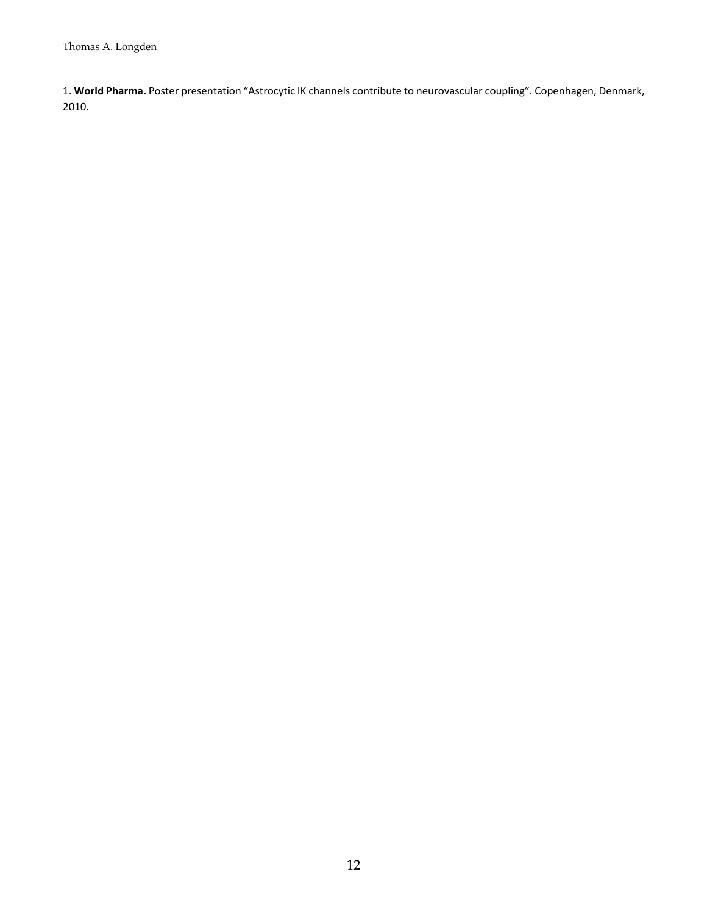1. **World Pharma.** Poster presentation “Astrocytic IK channels contribute to neurovascular coupling”. Copenhagen, Denmark, 2010.